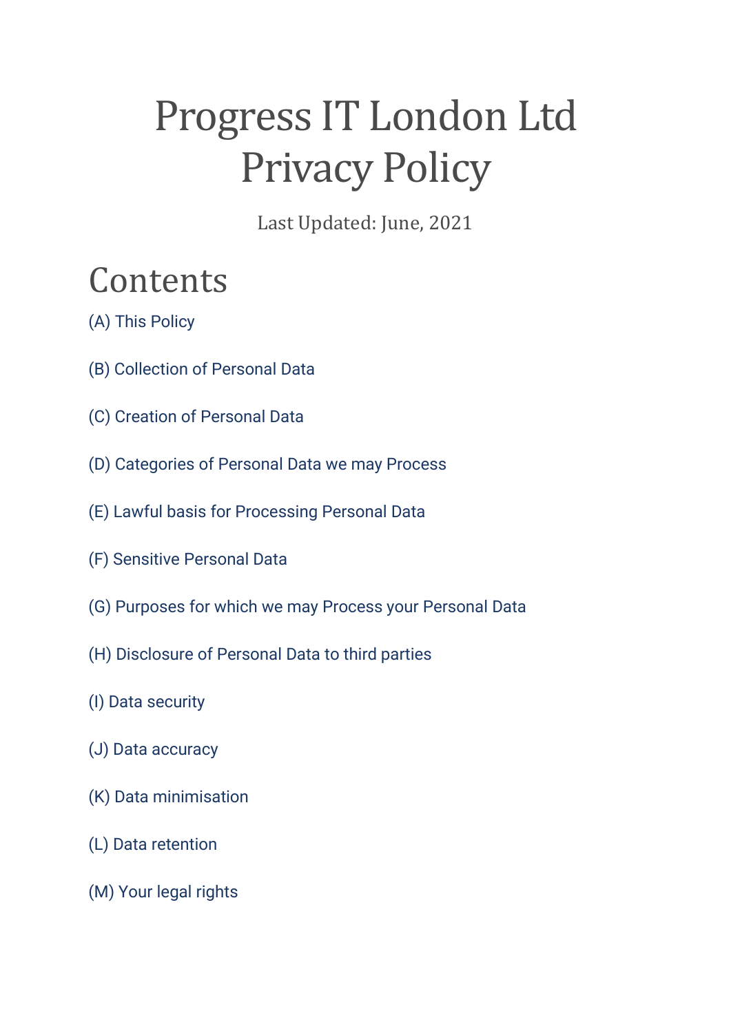# Progress IT London Ltd Privacy Policy

Last Updated: June, 2021

## Contents

(A) This Policy

(B) Collection of Personal Data

(C) Creation of Personal Data

(D) Categories of Personal Data we may Process

(E) Lawful basis for Processing Personal Data

(F) Sensitive Personal Data

(G) Purposes for which we may Process your Personal Data

(H) Disclosure of Personal Data to third parties

(I) Data security

(J) Data accuracy

(K) Data minimisation

(L) Data retention

(M) Your legal rights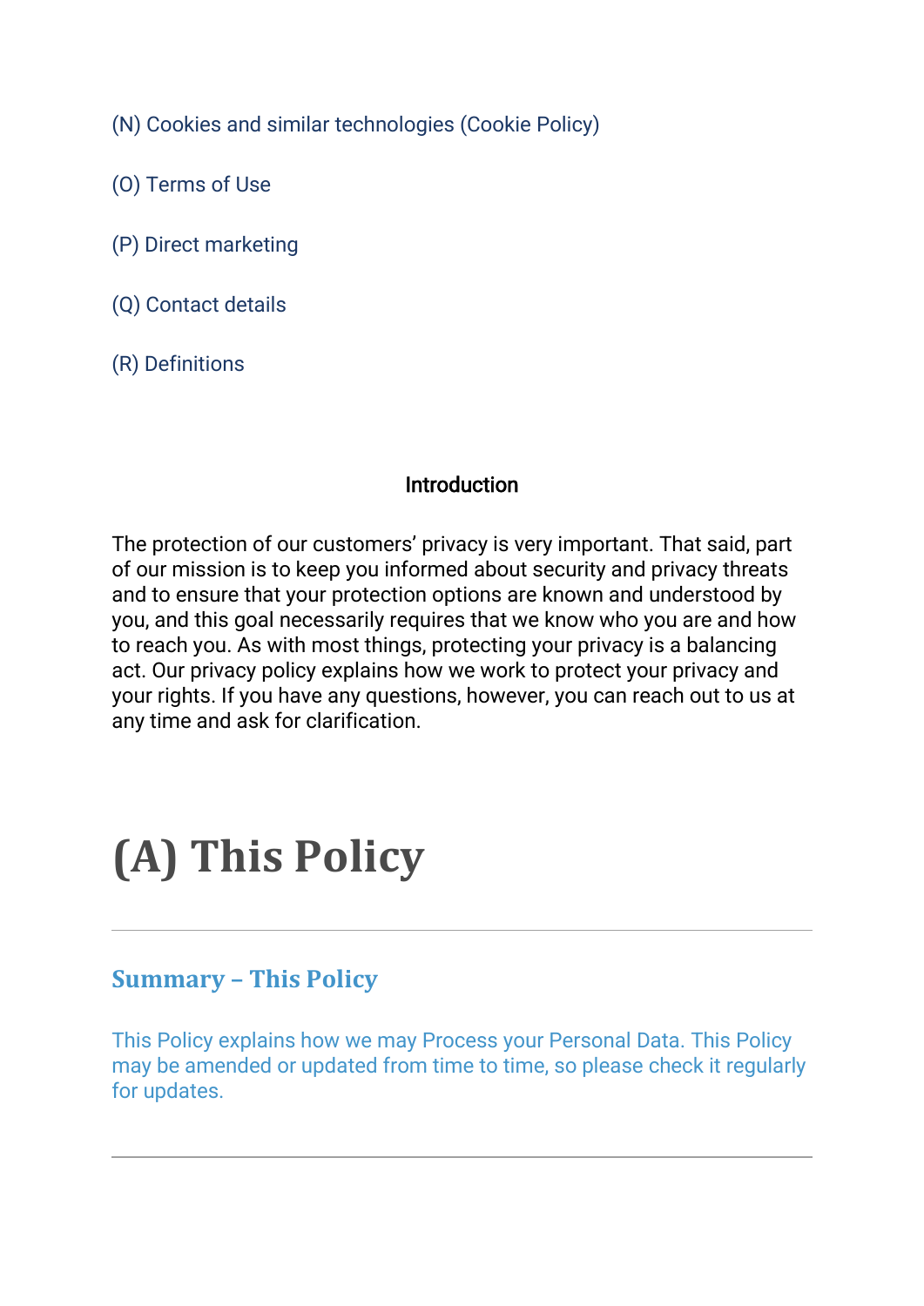(N) Cookies and similar technologies (Cookie Policy)

(O) Terms of Use

(P) Direct marketing

(Q) Contact details

(R) Definitions

**Introduction**

The protection of our customers' privacy is very important. That said, part of our mission is to keep you informed about security and privacy threats and to ensure that your protection options are known and understood by you, and this goal necessarily requires that we know who you are and how to reach you. As with most things, protecting your privacy is a balancing act. Our privacy policy explains how we work to protect your privacy and your rights. If you have any questions, however, you can reach out to us at any time and ask for clarification.

# (A) This Policy

---

### Summary – This Policy

This Policy explains how we may Process your Personal Data. This Policy may be amended or updated from time to time, so please check it regularly for updates.

---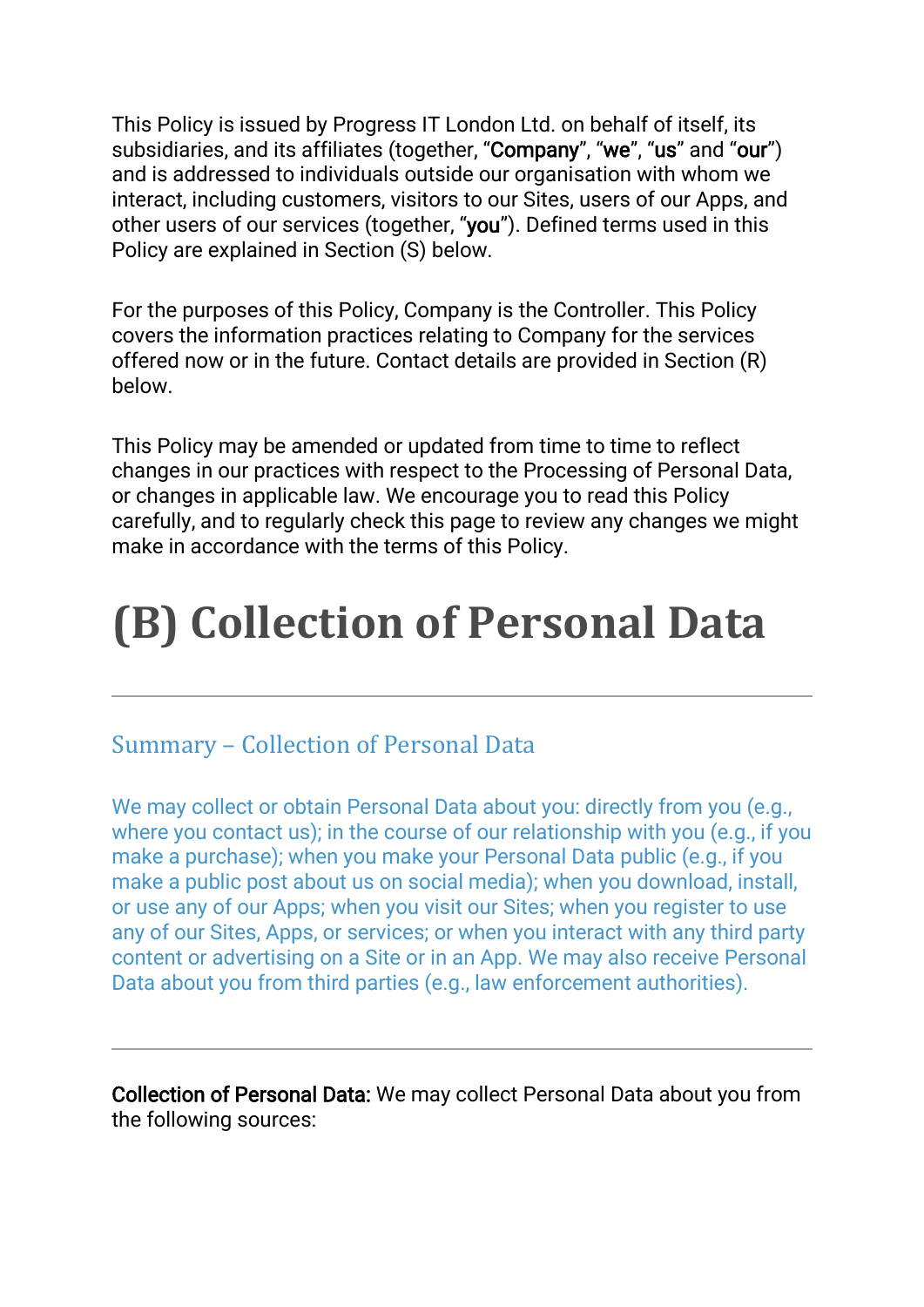This Policy is issued by Progress IT London Ltd. on behalf of itself, its subsidiaries, and its affiliates (together, "**Company**", "**we**", "**us**" and "**our**") and is addressed to individuals outside our organisation with whom we interact, including customers, visitors to our Sites, users of our Apps, and other users of our services (together, "**you**"). Defined terms used in this Policy are explained in Section (S) below.

For the purposes of this Policy, Company is the Controller. This Policy covers the information practices relating to Company for the services offered now or in the future. Contact details are provided in Section (R) below.

This Policy may be amended or updated from time to time to reflect changes in our practices with respect to the Processing of Personal Data, or changes in applicable law. We encourage you to read this Policy carefully, and to regularly check this page to review any changes we might make in accordance with the terms of this Policy.

# (B) Collection of Personal Data

---

## Summary – Collection of Personal Data

We may collect or obtain Personal Data about you: directly from you (e.g., where you contact us); in the course of our relationship with you (e.g., if you make a purchase); when you make your Personal Data public (e.g., if you make a public post about us on social media); when you download, install, or use any of our Apps; when you visit our Sites; when you register to use any of our Sites, Apps, or services; or when you interact with any third party content or advertising on a Site or in an App. We may also receive Personal Data about you from third parties (e.g., law enforcement authorities).

---

**Collection of Personal Data:** We may collect Personal Data about you from the following sources: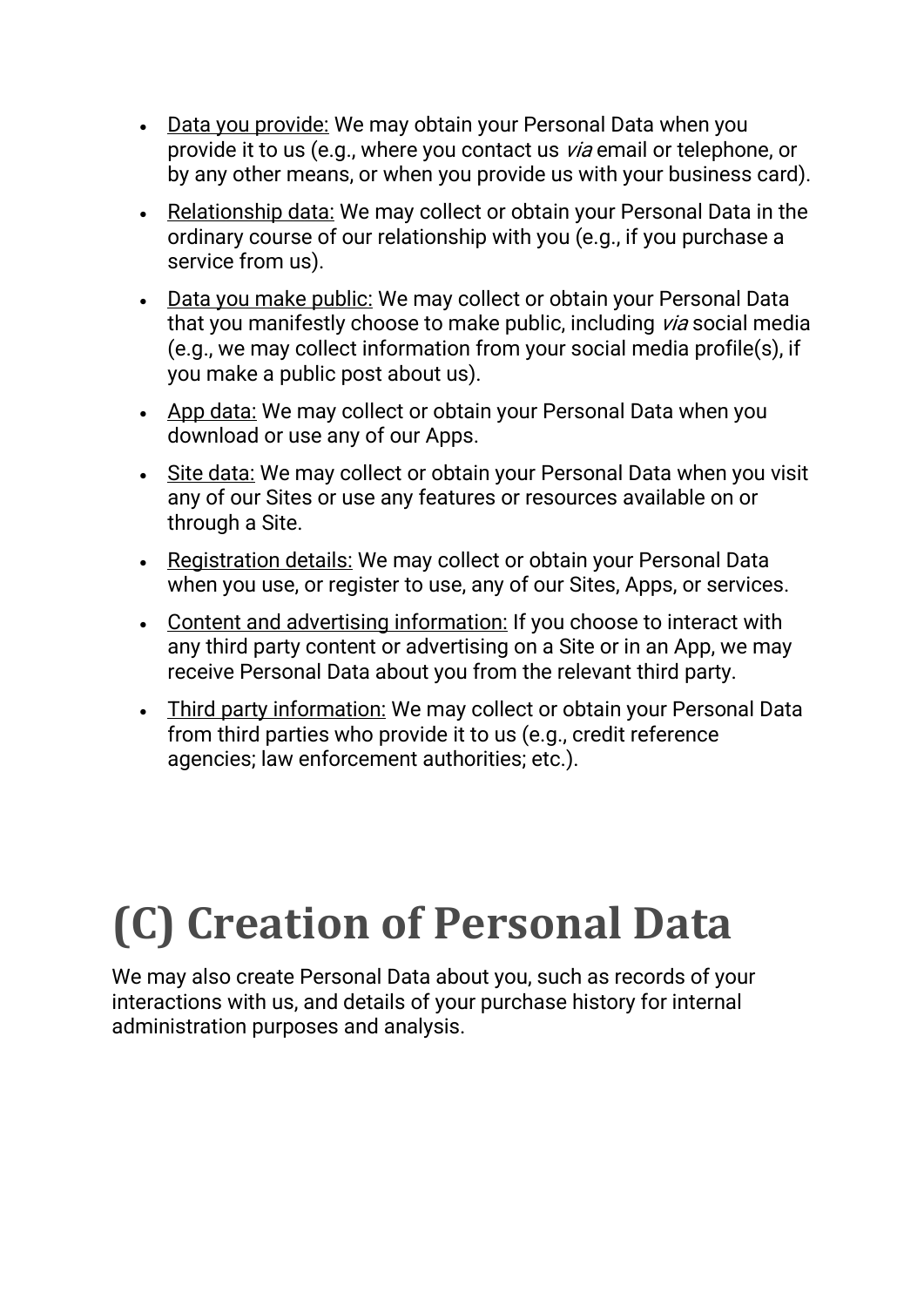- Data you provide: We may obtain your Personal Data when you provide it to us (e.g., where you contact us *via* email or telephone, or by any other means, or when you provide us with your business card).
- Relationship data: We may collect or obtain your Personal Data in the ordinary course of our relationship with you (e.g., if you purchase a service from us).
- Data you make public: We may collect or obtain your Personal Data that you manifestly choose to make public, including *via* social media (e.g., we may collect information from your social media profile(s), if you make a public post about us).
- App data: We may collect or obtain your Personal Data when you download or use any of our Apps.
- Site data: We may collect or obtain your Personal Data when you visit any of our Sites or use any features or resources available on or through a Site.
- Registration details: We may collect or obtain your Personal Data when you use, or register to use, any of our Sites, Apps, or services.
- Content and advertising information: If you choose to interact with any third party content or advertising on a Site or in an App, we may receive Personal Data about you from the relevant third party.
- Third party information: We may collect or obtain your Personal Data from third parties who provide it to us (e.g., credit reference agencies; law enforcement authorities; etc.).

# (C) Creation of Personal Data

We may also create Personal Data about you, such as records of your interactions with us, and details of your purchase history for internal administration purposes and analysis.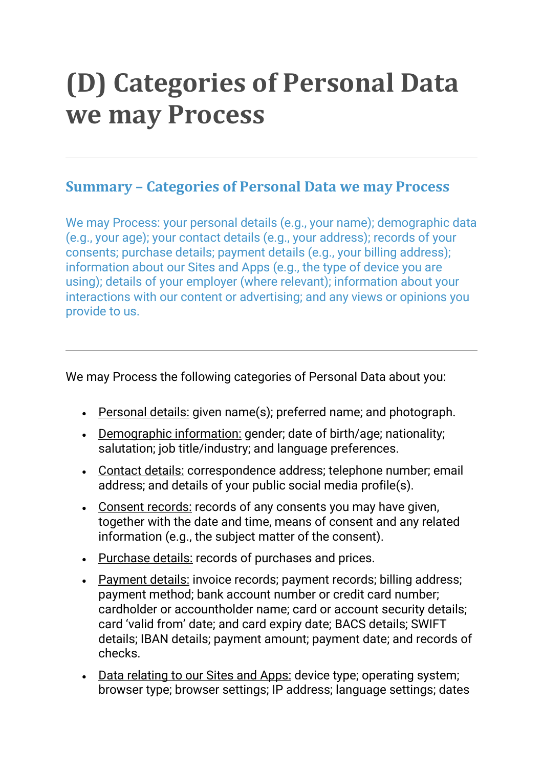# (D) Categories of Personal Data we may Process

---

## Summary – Categories of Personal Data we may Process

We may Process: your personal details (e.g., your name); demographic data (e.g., your age); your contact details (e.g., your address); records of your consents; purchase details; payment details (e.g., your billing address); information about our Sites and Apps (e.g., the type of device you are using); details of your employer (where relevant); information about your interactions with our content or advertising; and any views or opinions you provide to us.

---

We may Process the following categories of Personal Data about you:

- Personal details: given name(s); preferred name; and photograph.
- Demographic information: gender; date of birth/age; nationality; salutation; job title/industry; and language preferences.
- Contact details: correspondence address; telephone number; email address; and details of your public social media profile(s).
- Consent records: records of any consents you may have given, together with the date and time, means of consent and any related information (e.g., the subject matter of the consent).
- Purchase details: records of purchases and prices.
- Payment details: invoice records; payment records; billing address; payment method; bank account number or credit card number; cardholder or accountholder name; card or account security details; card 'valid from' date; and card expiry date; BACS details; SWIFT details; IBAN details; payment amount; payment date; and records of checks.
- Data relating to our Sites and Apps: device type; operating system; browser type; browser settings; IP address; language settings; dates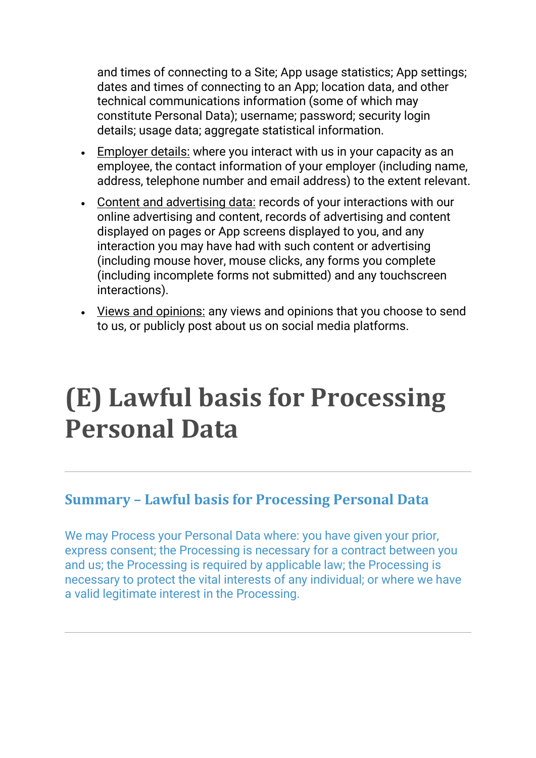and times of connecting to a Site; App usage statistics; App settings; dates and times of connecting to an App; location data, and other technical communications information (some of which may constitute Personal Data); username; password; security login details; usage data; aggregate statistical information.

- Employer details: where you interact with us in your capacity as an employee, the contact information of your employer (including name, address, telephone number and email address) to the extent relevant.
- Content and advertising data: records of your interactions with our online advertising and content, records of advertising and content displayed on pages or App screens displayed to you, and any interaction you may have had with such content or advertising (including mouse hover, mouse clicks, any forms you complete (including incomplete forms not submitted) and any touchscreen interactions).
- Views and opinions: any views and opinions that you choose to send to us, or publicly post about us on social media platforms.

# (E) Lawful basis for Processing Personal Data

---

### Summary – Lawful basis for Processing Personal Data

We may Process your Personal Data where: you have given your prior, express consent; the Processing is necessary for a contract between you and us; the Processing is required by applicable law; the Processing is necessary to protect the vital interests of any individual; or where we have a valid legitimate interest in the Processing.

---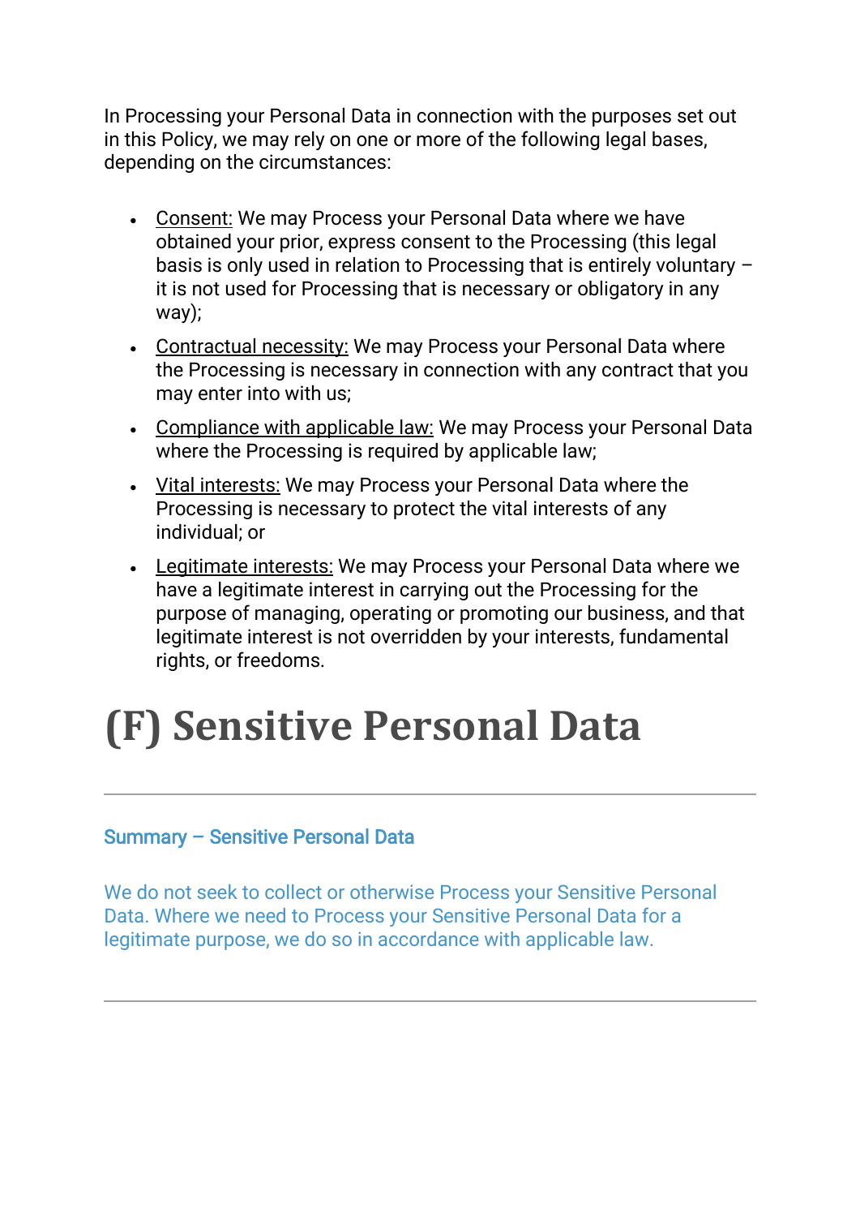In Processing your Personal Data in connection with the purposes set out in this Policy, we may rely on one or more of the following legal bases, depending on the circumstances:

- Consent: We may Process your Personal Data where we have obtained your prior, express consent to the Processing (this legal basis is only used in relation to Processing that is entirely voluntary – it is not used for Processing that is necessary or obligatory in any way);
- Contractual necessity: We may Process your Personal Data where the Processing is necessary in connection with any contract that you may enter into with us;
- Compliance with applicable law: We may Process your Personal Data where the Processing is required by applicable law;
- Vital interests: We may Process your Personal Data where the Processing is necessary to protect the vital interests of any individual; or
- Legitimate interests: We may Process your Personal Data where we have a legitimate interest in carrying out the Processing for the purpose of managing, operating or promoting our business, and that legitimate interest is not overridden by your interests, fundamental rights, or freedoms.

# (F) Sensitive Personal Data

---

**Summary – Sensitive Personal Data**

We do not seek to collect or otherwise Process your Sensitive Personal Data. Where we need to Process your Sensitive Personal Data for a legitimate purpose, we do so in accordance with applicable law.

---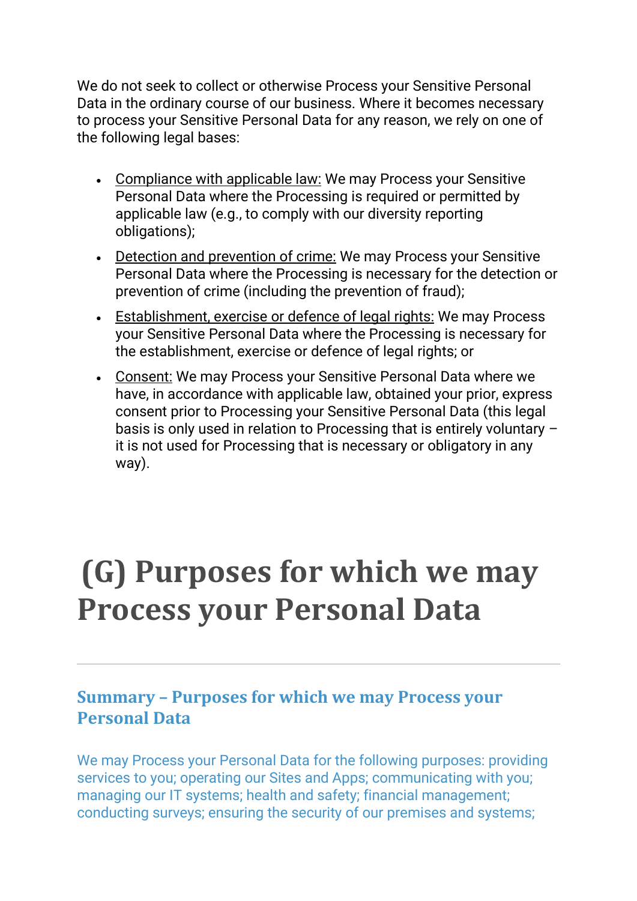We do not seek to collect or otherwise Process your Sensitive Personal Data in the ordinary course of our business. Where it becomes necessary to process your Sensitive Personal Data for any reason, we rely on one of the following legal bases:

- Compliance with applicable law: We may Process your Sensitive Personal Data where the Processing is required or permitted by applicable law (e.g., to comply with our diversity reporting obligations);
- Detection and prevention of crime: We may Process your Sensitive Personal Data where the Processing is necessary for the detection or prevention of crime (including the prevention of fraud);
- Establishment, exercise or defence of legal rights: We may Process your Sensitive Personal Data where the Processing is necessary for the establishment, exercise or defence of legal rights; or
- Consent: We may Process your Sensitive Personal Data where we have, in accordance with applicable law, obtained your prior, express consent prior to Processing your Sensitive Personal Data (this legal basis is only used in relation to Processing that is entirely voluntary – it is not used for Processing that is necessary or obligatory in any way).

# (G) Purposes for which we may Process your Personal Data

---

### Summary – Purposes for which we may Process your Personal Data

We may Process your Personal Data for the following purposes: providing services to you; operating our Sites and Apps; communicating with you; managing our IT systems; health and safety; financial management; conducting surveys; ensuring the security of our premises and systems;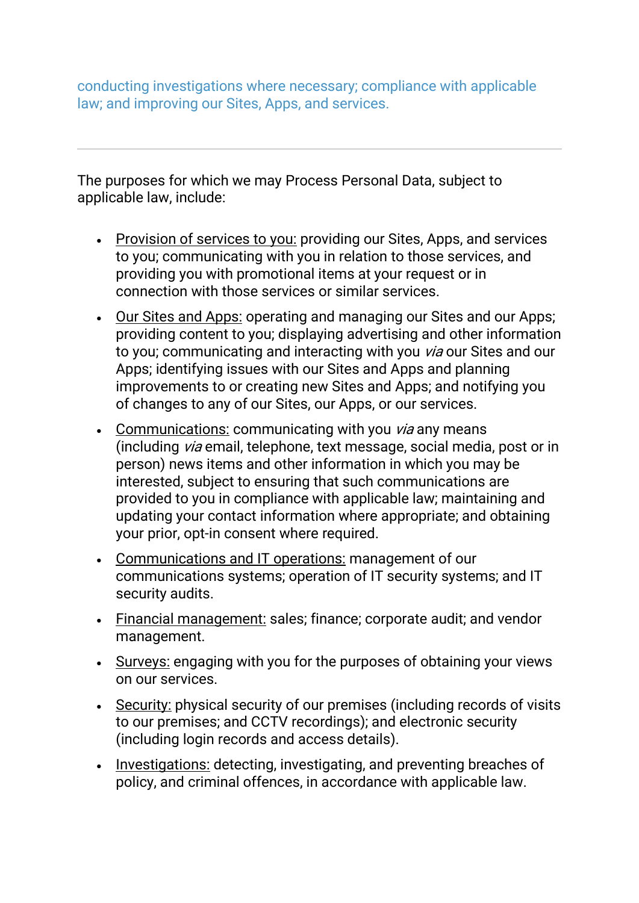conducting investigations where necessary; compliance with applicable law; and improving our Sites, Apps, and services.

---

The purposes for which we may Process Personal Data, subject to applicable law, include:

- Provision of services to you: providing our Sites, Apps, and services to you; communicating with you in relation to those services, and providing you with promotional items at your request or in connection with those services or similar services.
- Our Sites and Apps: operating and managing our Sites and our Apps; providing content to you; displaying advertising and other information to you; communicating and interacting with you *via* our Sites and our Apps; identifying issues with our Sites and Apps and planning improvements to or creating new Sites and Apps; and notifying you of changes to any of our Sites, our Apps, or our services.
- Communications: communicating with you *via* any means (including *via* email, telephone, text message, social media, post or in person) news items and other information in which you may be interested, subject to ensuring that such communications are provided to you in compliance with applicable law; maintaining and updating your contact information where appropriate; and obtaining your prior, opt-in consent where required.
- Communications and IT operations: management of our communications systems; operation of IT security systems; and IT security audits.
- Financial management: sales; finance; corporate audit; and vendor management.
- Surveys: engaging with you for the purposes of obtaining your views on our services.
- Security: physical security of our premises (including records of visits to our premises; and CCTV recordings); and electronic security (including login records and access details).
- Investigations: detecting, investigating, and preventing breaches of policy, and criminal offences, in accordance with applicable law.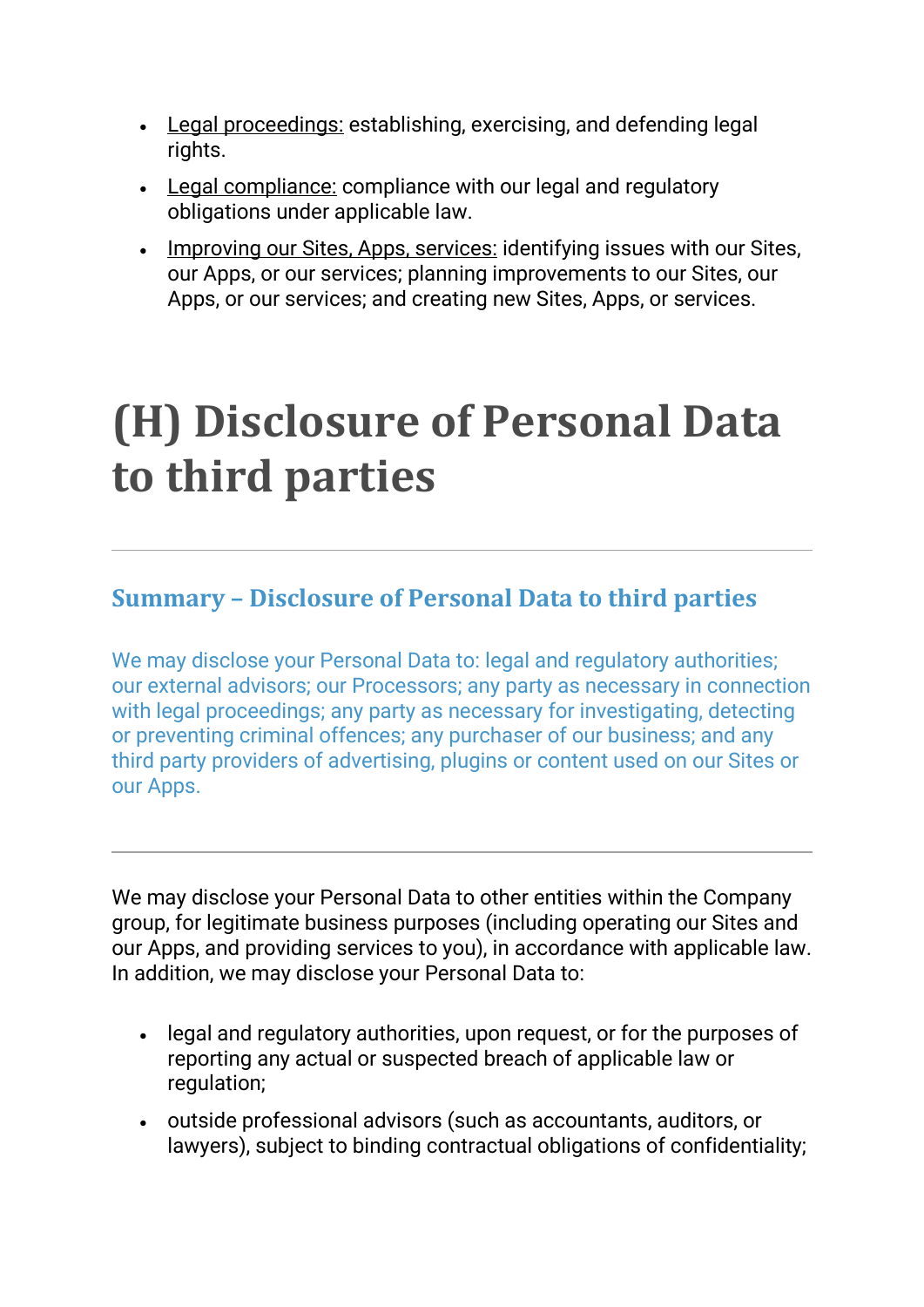- Legal proceedings: establishing, exercising, and defending legal rights.
- Legal compliance: compliance with our legal and regulatory obligations under applicable law.
- Improving our Sites, Apps, services: identifying issues with our Sites, our Apps, or our services; planning improvements to our Sites, our Apps, or our services; and creating new Sites, Apps, or services.

# (H) Disclosure of Personal Data to third parties

---

## Summary – Disclosure of Personal Data to third parties

We may disclose your Personal Data to: legal and regulatory authorities; our external advisors; our Processors; any party as necessary in connection with legal proceedings; any party as necessary for investigating, detecting or preventing criminal offences; any purchaser of our business; and any third party providers of advertising, plugins or content used on our Sites or our Apps.

---

We may disclose your Personal Data to other entities within the Company group, for legitimate business purposes (including operating our Sites and our Apps, and providing services to you), in accordance with applicable law. In addition, we may disclose your Personal Data to:

- legal and regulatory authorities, upon request, or for the purposes of reporting any actual or suspected breach of applicable law or regulation;
- outside professional advisors (such as accountants, auditors, or lawyers), subject to binding contractual obligations of confidentiality;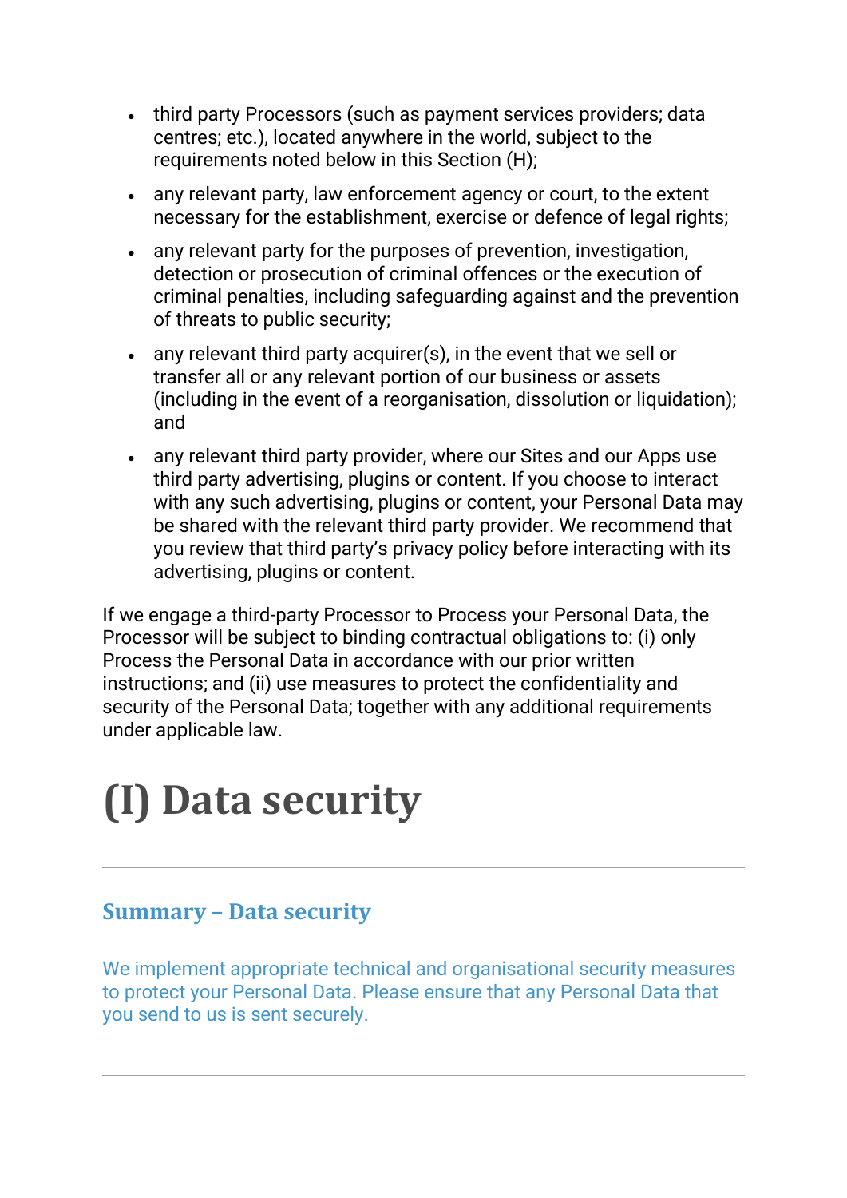- third party Processors (such as payment services providers; data centres; etc.), located anywhere in the world, subject to the requirements noted below in this Section (H);
- any relevant party, law enforcement agency or court, to the extent necessary for the establishment, exercise or defence of legal rights;
- any relevant party for the purposes of prevention, investigation, detection or prosecution of criminal offences or the execution of criminal penalties, including safeguarding against and the prevention of threats to public security;
- any relevant third party acquirer(s), in the event that we sell or transfer all or any relevant portion of our business or assets (including in the event of a reorganisation, dissolution or liquidation); and
- any relevant third party provider, where our Sites and our Apps use third party advertising, plugins or content. If you choose to interact with any such advertising, plugins or content, your Personal Data may be shared with the relevant third party provider. We recommend that you review that third party's privacy policy before interacting with its advertising, plugins or content.

If we engage a third-party Processor to Process your Personal Data, the Processor will be subject to binding contractual obligations to: (i) only Process the Personal Data in accordance with our prior written instructions; and (ii) use measures to protect the confidentiality and security of the Personal Data; together with any additional requirements under applicable law.

# (I) Data security

---

### Summary – Data security

We implement appropriate technical and organisational security measures to protect your Personal Data. Please ensure that any Personal Data that you send to us is sent securely.

---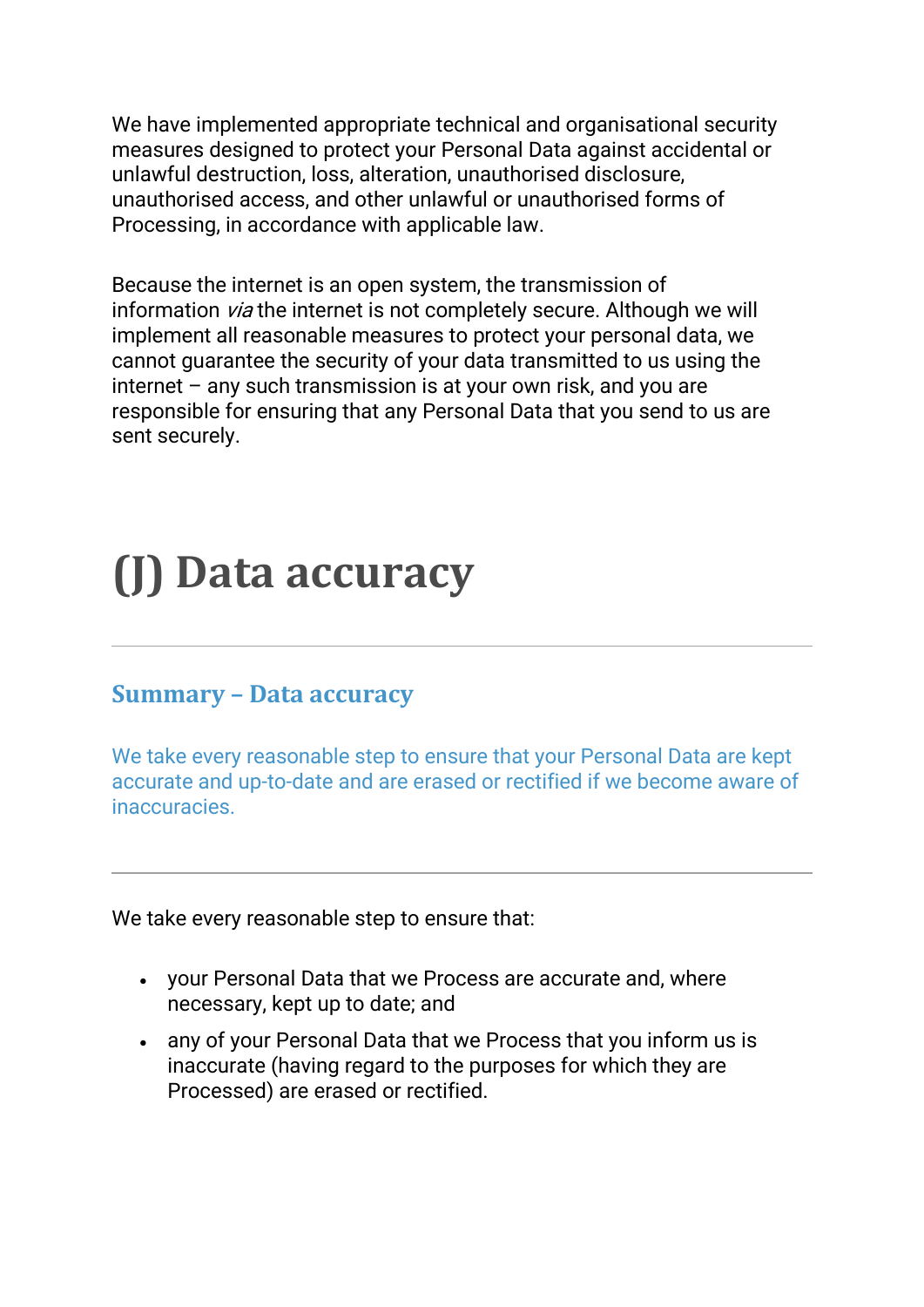We have implemented appropriate technical and organisational security measures designed to protect your Personal Data against accidental or unlawful destruction, loss, alteration, unauthorised disclosure, unauthorised access, and other unlawful or unauthorised forms of Processing, in accordance with applicable law.

Because the internet is an open system, the transmission of information *via* the internet is not completely secure. Although we will implement all reasonable measures to protect your personal data, we cannot guarantee the security of your data transmitted to us using the internet – any such transmission is at your own risk, and you are responsible for ensuring that any Personal Data that you send to us are sent securely.

# (J) Data accuracy

---

### Summary – Data accuracy

We take every reasonable step to ensure that your Personal Data are kept accurate and up-to-date and are erased or rectified if we become aware of inaccuracies.

---

We take every reasonable step to ensure that:

- your Personal Data that we Process are accurate and, where necessary, kept up to date; and
- any of your Personal Data that we Process that you inform us is inaccurate (having regard to the purposes for which they are Processed) are erased or rectified.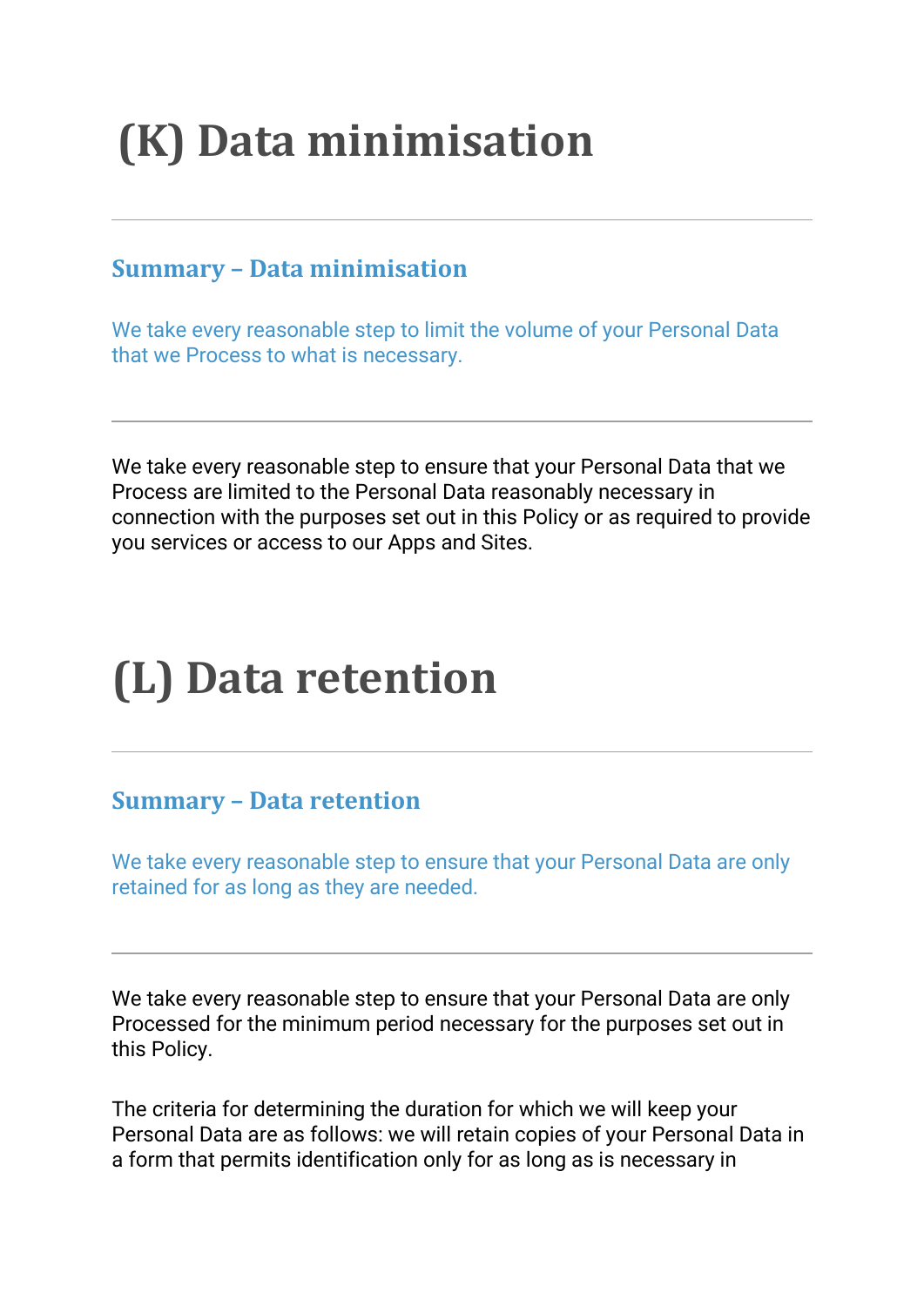# (K) Data minimisation

---

### Summary – Data minimisation

We take every reasonable step to limit the volume of your Personal Data that we Process to what is necessary.

---

We take every reasonable step to ensure that your Personal Data that we Process are limited to the Personal Data reasonably necessary in connection with the purposes set out in this Policy or as required to provide you services or access to our Apps and Sites.

# (L) Data retention

---

### Summary – Data retention

We take every reasonable step to ensure that your Personal Data are only retained for as long as they are needed.

---

We take every reasonable step to ensure that your Personal Data are only Processed for the minimum period necessary for the purposes set out in this Policy.

The criteria for determining the duration for which we will keep your Personal Data are as follows: we will retain copies of your Personal Data in a form that permits identification only for as long as is necessary in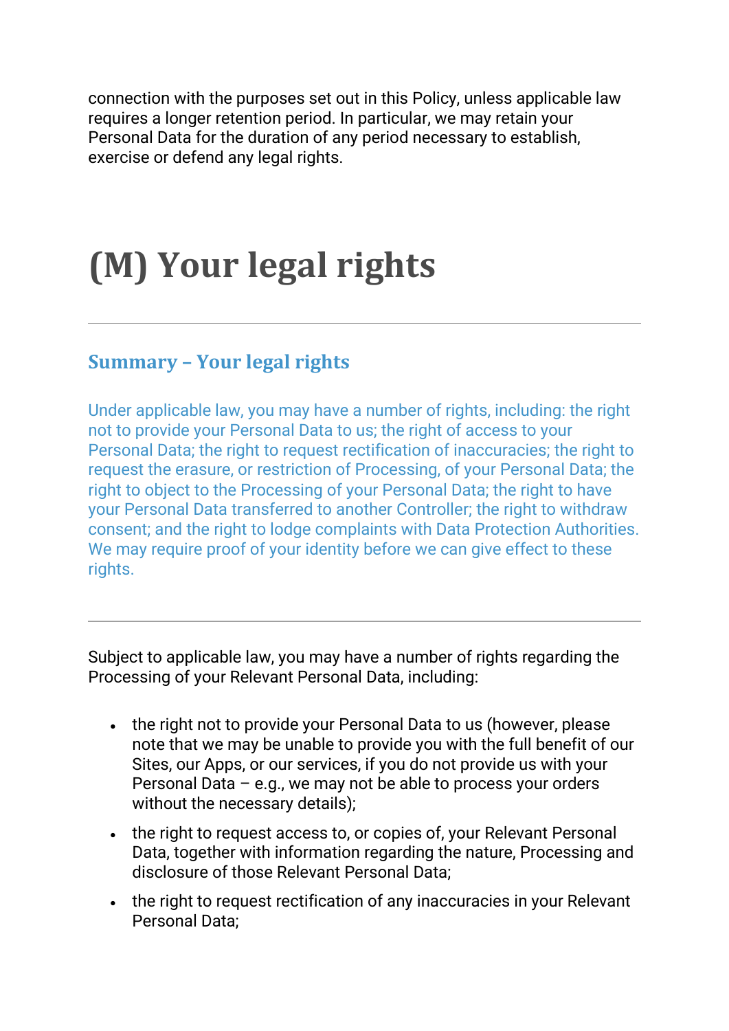connection with the purposes set out in this Policy, unless applicable law requires a longer retention period. In particular, we may retain your Personal Data for the duration of any period necessary to establish, exercise or defend any legal rights.

# (M) Your legal rights

---

### Summary – Your legal rights

Under applicable law, you may have a number of rights, including: the right not to provide your Personal Data to us; the right of access to your Personal Data; the right to request rectification of inaccuracies; the right to request the erasure, or restriction of Processing, of your Personal Data; the right to object to the Processing of your Personal Data; the right to have your Personal Data transferred to another Controller; the right to withdraw consent; and the right to lodge complaints with Data Protection Authorities. We may require proof of your identity before we can give effect to these rights.

---

Subject to applicable law, you may have a number of rights regarding the Processing of your Relevant Personal Data, including:

- the right not to provide your Personal Data to us (however, please note that we may be unable to provide you with the full benefit of our Sites, our Apps, or our services, if you do not provide us with your Personal Data – e.g., we may not be able to process your orders without the necessary details);
- the right to request access to, or copies of, your Relevant Personal Data, together with information regarding the nature, Processing and disclosure of those Relevant Personal Data;
- the right to request rectification of any inaccuracies in your Relevant Personal Data;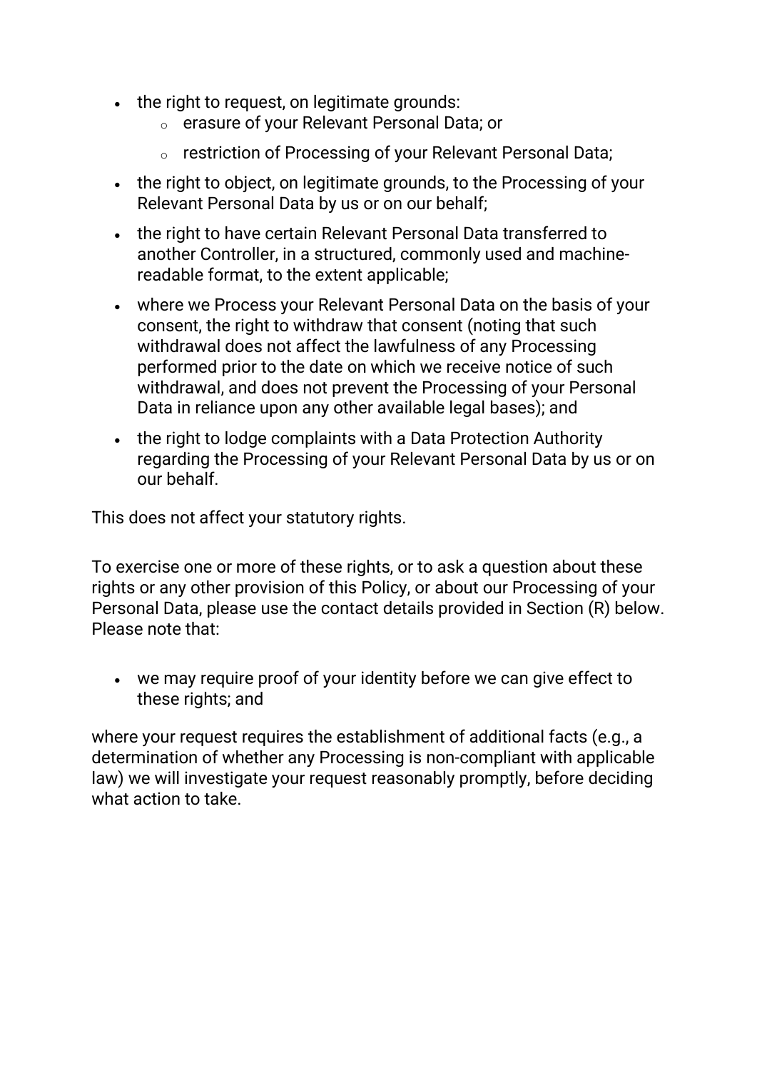- the right to request, on legitimate grounds:
  - erasure of your Relevant Personal Data; or
  - restriction of Processing of your Relevant Personal Data;
- the right to object, on legitimate grounds, to the Processing of your Relevant Personal Data by us or on our behalf;
- the right to have certain Relevant Personal Data transferred to another Controller, in a structured, commonly used and machine-readable format, to the extent applicable;
- where we Process your Relevant Personal Data on the basis of your consent, the right to withdraw that consent (noting that such withdrawal does not affect the lawfulness of any Processing performed prior to the date on which we receive notice of such withdrawal, and does not prevent the Processing of your Personal Data in reliance upon any other available legal bases); and
- the right to lodge complaints with a Data Protection Authority regarding the Processing of your Relevant Personal Data by us or on our behalf.

This does not affect your statutory rights.

To exercise one or more of these rights, or to ask a question about these rights or any other provision of this Policy, or about our Processing of your Personal Data, please use the contact details provided in Section (R) below. Please note that:

- we may require proof of your identity before we can give effect to these rights; and

where your request requires the establishment of additional facts (e.g., a determination of whether any Processing is non-compliant with applicable law) we will investigate your request reasonably promptly, before deciding what action to take.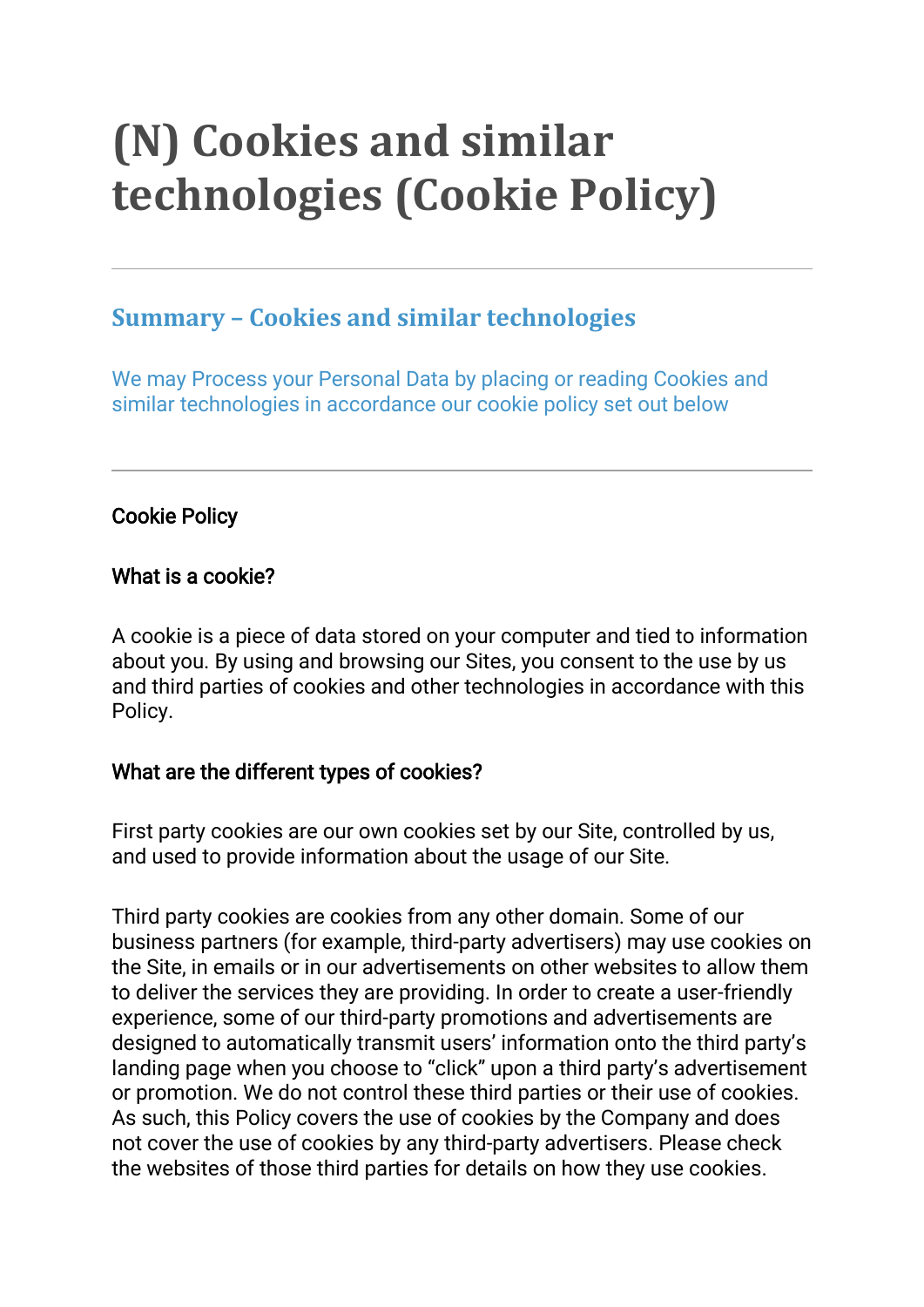# (N) Cookies and similar technologies (Cookie Policy)

---

## Summary – Cookies and similar technologies

We may Process your Personal Data by placing or reading Cookies and similar technologies in accordance our cookie policy set out below

---

### Cookie Policy

### What is a cookie?

A cookie is a piece of data stored on your computer and tied to information about you. By using and browsing our Sites, you consent to the use by us and third parties of cookies and other technologies in accordance with this Policy.

### What are the different types of cookies?

First party cookies are our own cookies set by our Site, controlled by us, and used to provide information about the usage of our Site.

Third party cookies are cookies from any other domain. Some of our business partners (for example, third-party advertisers) may use cookies on the Site, in emails or in our advertisements on other websites to allow them to deliver the services they are providing. In order to create a user-friendly experience, some of our third-party promotions and advertisements are designed to automatically transmit users' information onto the third party's landing page when you choose to "click" upon a third party's advertisement or promotion. We do not control these third parties or their use of cookies. As such, this Policy covers the use of cookies by the Company and does not cover the use of cookies by any third-party advertisers. Please check the websites of those third parties for details on how they use cookies.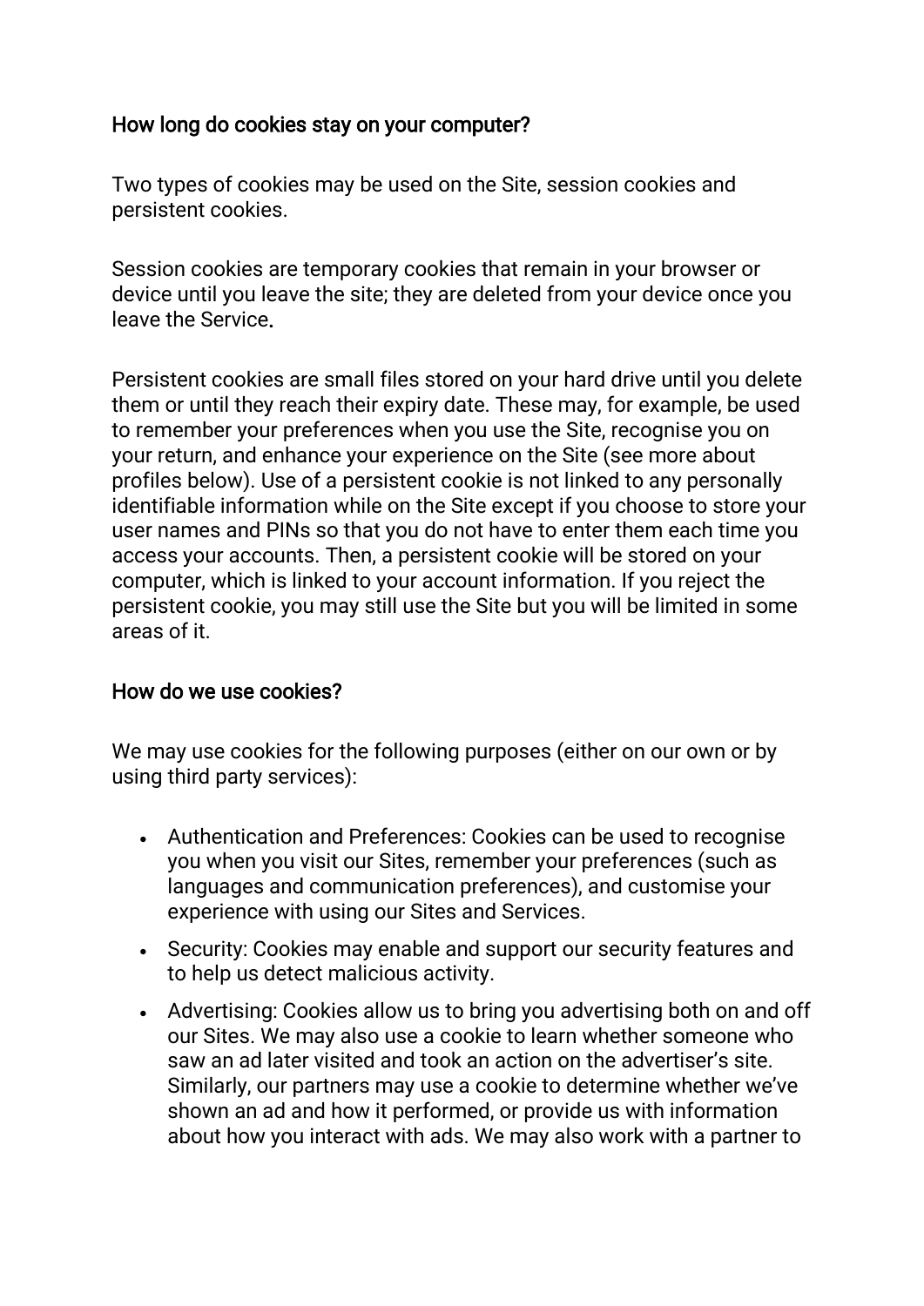## How long do cookies stay on your computer?

Two types of cookies may be used on the Site, session cookies and persistent cookies.

Session cookies are temporary cookies that remain in your browser or device until you leave the site; they are deleted from your device once you leave the Service.

Persistent cookies are small files stored on your hard drive until you delete them or until they reach their expiry date. These may, for example, be used to remember your preferences when you use the Site, recognise you on your return, and enhance your experience on the Site (see more about profiles below). Use of a persistent cookie is not linked to any personally identifiable information while on the Site except if you choose to store your user names and PINs so that you do not have to enter them each time you access your accounts. Then, a persistent cookie will be stored on your computer, which is linked to your account information. If you reject the persistent cookie, you may still use the Site but you will be limited in some areas of it.

## How do we use cookies?

We may use cookies for the following purposes (either on our own or by using third party services):

- Authentication and Preferences: Cookies can be used to recognise you when you visit our Sites, remember your preferences (such as languages and communication preferences), and customise your experience with using our Sites and Services.
- Security: Cookies may enable and support our security features and to help us detect malicious activity.
- Advertising: Cookies allow us to bring you advertising both on and off our Sites. We may also use a cookie to learn whether someone who saw an ad later visited and took an action on the advertiser's site. Similarly, our partners may use a cookie to determine whether we've shown an ad and how it performed, or provide us with information about how you interact with ads. We may also work with a partner to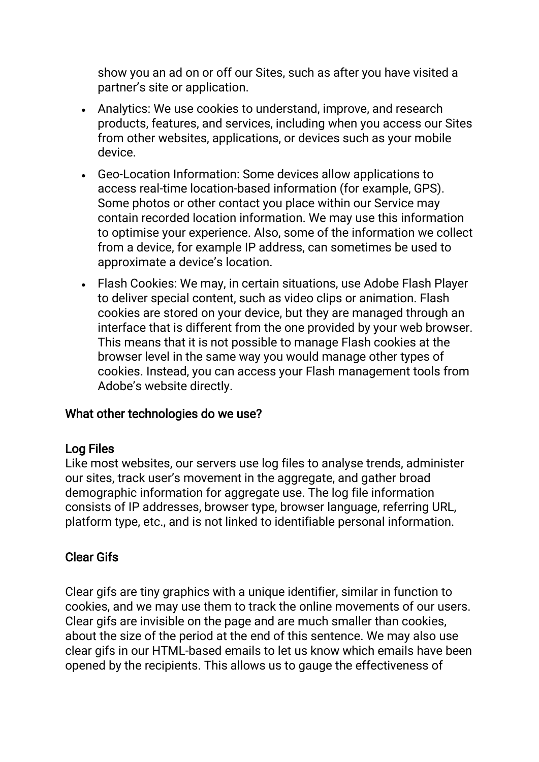show you an ad on or off our Sites, such as after you have visited a partner's site or application.

- Analytics: We use cookies to understand, improve, and research products, features, and services, including when you access our Sites from other websites, applications, or devices such as your mobile device.
- Geo-Location Information: Some devices allow applications to access real-time location-based information (for example, GPS). Some photos or other contact you place within our Service may contain recorded location information. We may use this information to optimise your experience. Also, some of the information we collect from a device, for example IP address, can sometimes be used to approximate a device's location.
- Flash Cookies: We may, in certain situations, use Adobe Flash Player to deliver special content, such as video clips or animation. Flash cookies are stored on your device, but they are managed through an interface that is different from the one provided by your web browser. This means that it is not possible to manage Flash cookies at the browser level in the same way you would manage other types of cookies. Instead, you can access your Flash management tools from Adobe's website directly.

## What other technologies do we use?

### Log Files

Like most websites, our servers use log files to analyse trends, administer our sites, track user's movement in the aggregate, and gather broad demographic information for aggregate use. The log file information consists of IP addresses, browser type, browser language, referring URL, platform type, etc., and is not linked to identifiable personal information.

### Clear Gifs

Clear gifs are tiny graphics with a unique identifier, similar in function to cookies, and we may use them to track the online movements of our users. Clear gifs are invisible on the page and are much smaller than cookies, about the size of the period at the end of this sentence. We may also use clear gifs in our HTML-based emails to let us know which emails have been opened by the recipients. This allows us to gauge the effectiveness of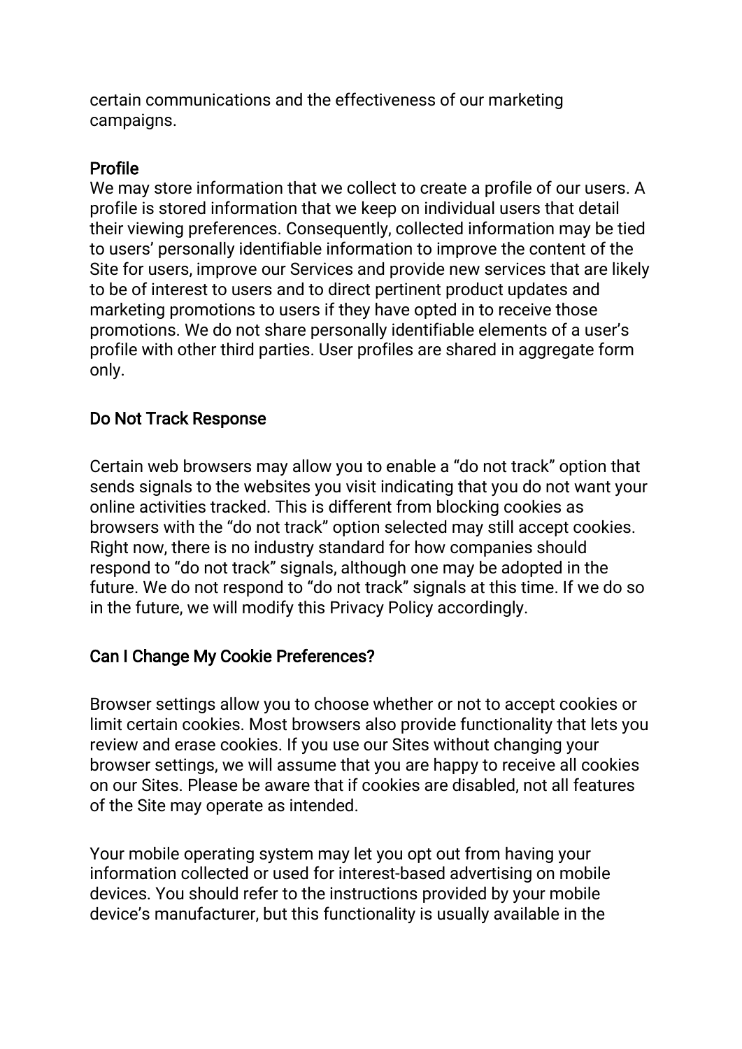certain communications and the effectiveness of our marketing campaigns.

### Profile

We may store information that we collect to create a profile of our users. A profile is stored information that we keep on individual users that detail their viewing preferences. Consequently, collected information may be tied to users' personally identifiable information to improve the content of the Site for users, improve our Services and provide new services that are likely to be of interest to users and to direct pertinent product updates and marketing promotions to users if they have opted in to receive those promotions. We do not share personally identifiable elements of a user's profile with other third parties. User profiles are shared in aggregate form only.

### Do Not Track Response

Certain web browsers may allow you to enable a "do not track" option that sends signals to the websites you visit indicating that you do not want your online activities tracked. This is different from blocking cookies as browsers with the "do not track" option selected may still accept cookies. Right now, there is no industry standard for how companies should respond to "do not track" signals, although one may be adopted in the future. We do not respond to "do not track" signals at this time. If we do so in the future, we will modify this Privacy Policy accordingly.

### Can I Change My Cookie Preferences?

Browser settings allow you to choose whether or not to accept cookies or limit certain cookies. Most browsers also provide functionality that lets you review and erase cookies. If you use our Sites without changing your browser settings, we will assume that you are happy to receive all cookies on our Sites. Please be aware that if cookies are disabled, not all features of the Site may operate as intended.

Your mobile operating system may let you opt out from having your information collected or used for interest-based advertising on mobile devices. You should refer to the instructions provided by your mobile device's manufacturer, but this functionality is usually available in the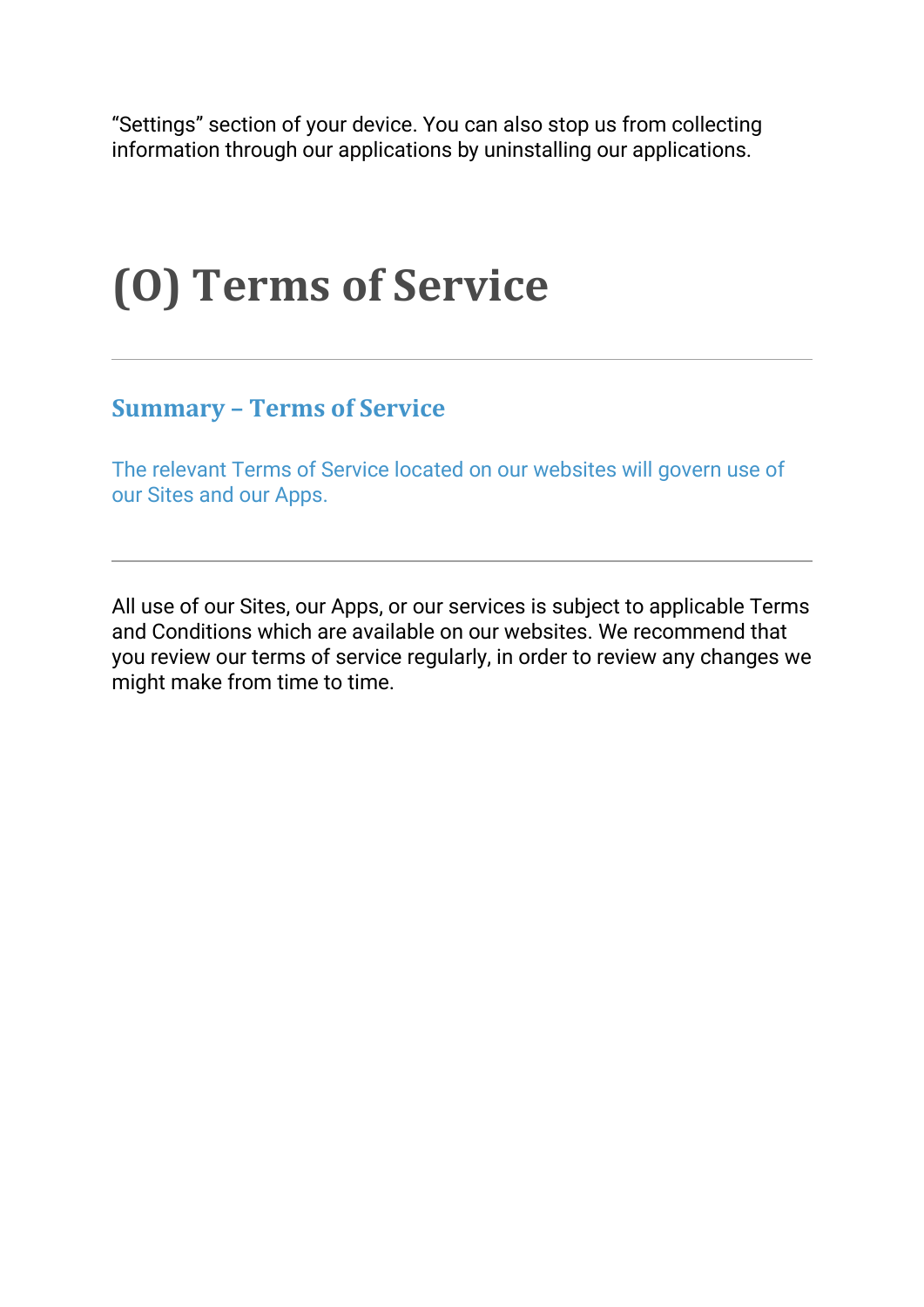“Settings” section of your device. You can also stop us from collecting information through our applications by uninstalling our applications.

# (O) Terms of Service

---

### Summary – Terms of Service

The relevant Terms of Service located on our websites will govern use of our Sites and our Apps.

---

All use of our Sites, our Apps, or our services is subject to applicable Terms and Conditions which are available on our websites. We recommend that you review our terms of service regularly, in order to review any changes we might make from time to time.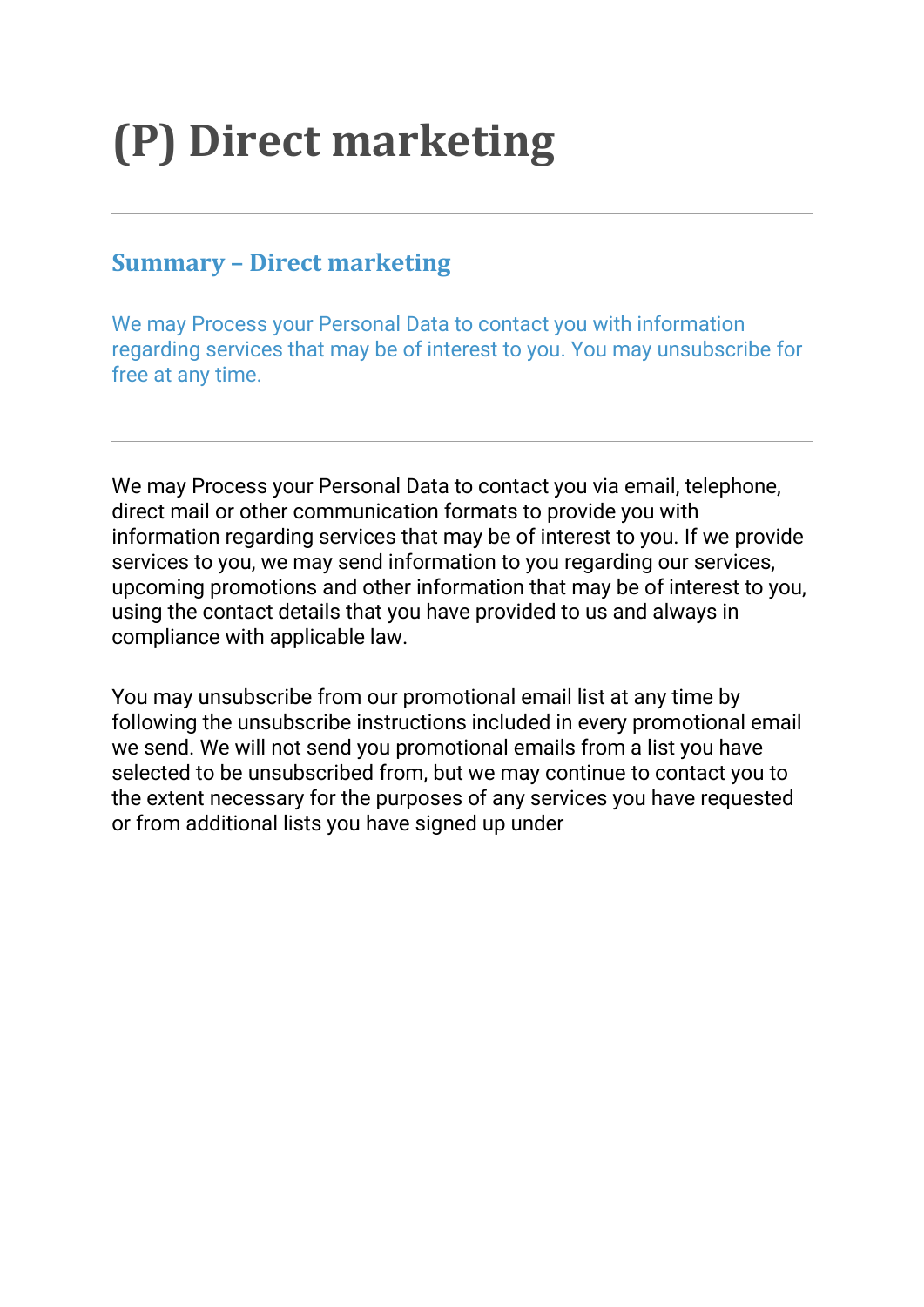# (P) Direct marketing

---

## Summary – Direct marketing

We may Process your Personal Data to contact you with information regarding services that may be of interest to you. You may unsubscribe for free at any time.

---

We may Process your Personal Data to contact you via email, telephone, direct mail or other communication formats to provide you with information regarding services that may be of interest to you. If we provide services to you, we may send information to you regarding our services, upcoming promotions and other information that may be of interest to you, using the contact details that you have provided to us and always in compliance with applicable law.

You may unsubscribe from our promotional email list at any time by following the unsubscribe instructions included in every promotional email we send. We will not send you promotional emails from a list you have selected to be unsubscribed from, but we may continue to contact you to the extent necessary for the purposes of any services you have requested or from additional lists you have signed up under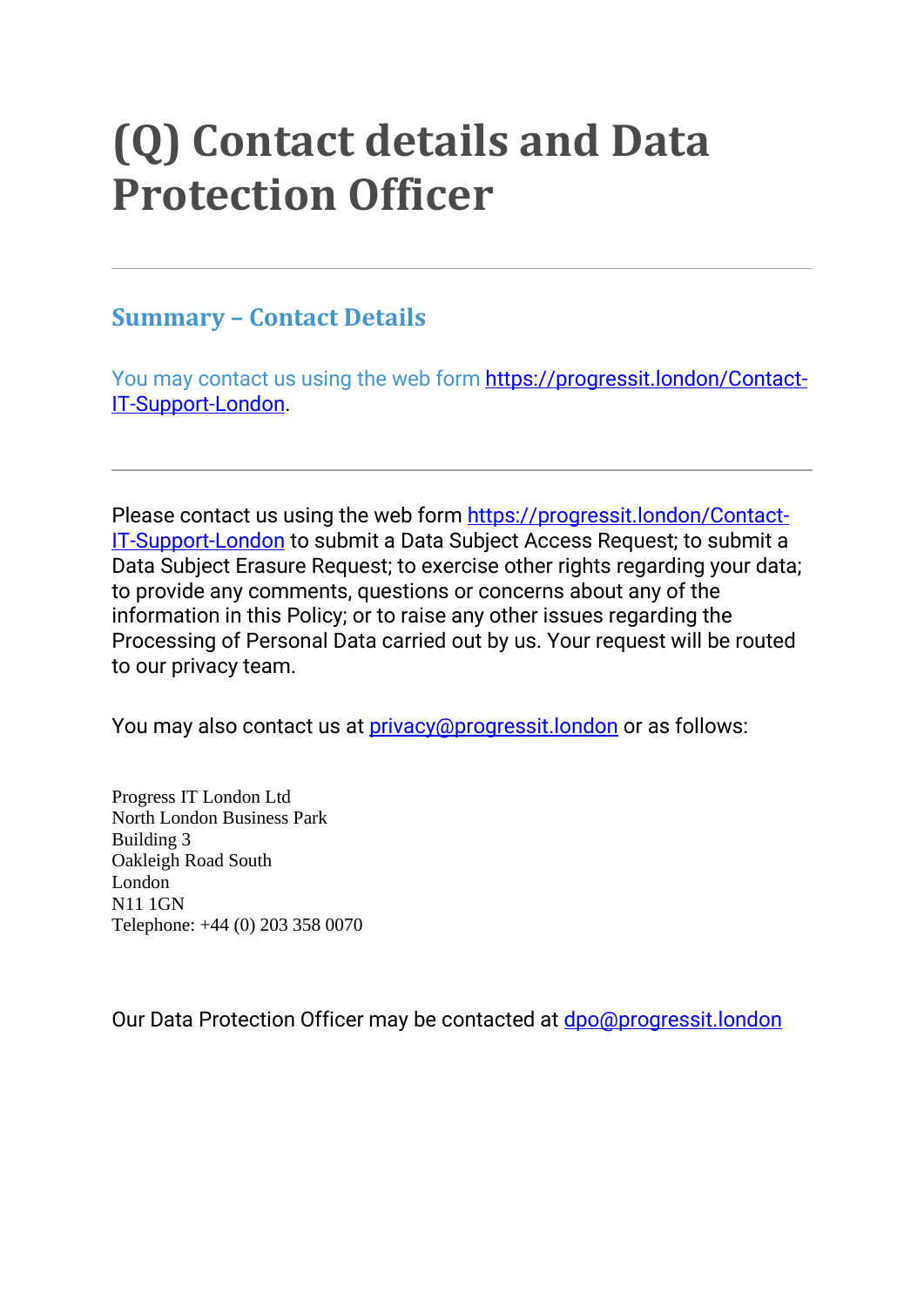# (Q) Contact details and Data Protection Officer

---

## Summary – Contact Details

You may contact us using the web form [https://progressit.london/Contact-IT-Support-London](https://progressit.london/Contact-IT-Support-London).

---

Please contact us using the web form [https://progressit.london/Contact-IT-Support-London](https://progressit.london/Contact-IT-Support-London) to submit a Data Subject Access Request; to submit a Data Subject Erasure Request; to exercise other rights regarding your data; to provide any comments, questions or concerns about any of the information in this Policy; or to raise any other issues regarding the Processing of Personal Data carried out by us. Your request will be routed to our privacy team.

You may also contact us at [privacy@progressit.london](mailto:privacy@progressit.london) or as follows:

Progress IT London Ltd
North London Business Park
Building 3
Oakleigh Road South
London
N11 1GN
Telephone: +44 (0) 203 358 0070

Our Data Protection Officer may be contacted at [dpo@progressit.london](mailto:dpo@progressit.london)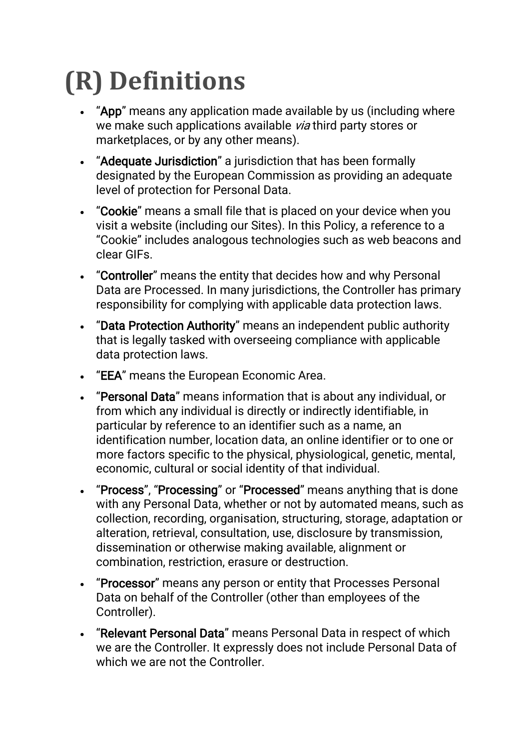# (R) Definitions

- "**App**" means any application made available by us (including where we make such applications available *via* third party stores or marketplaces, or by any other means).
- "**Adequate Jurisdiction**" a jurisdiction that has been formally designated by the European Commission as providing an adequate level of protection for Personal Data.
- "**Cookie**" means a small file that is placed on your device when you visit a website (including our Sites). In this Policy, a reference to a "Cookie" includes analogous technologies such as web beacons and clear GIFs.
- "**Controller**" means the entity that decides how and why Personal Data are Processed. In many jurisdictions, the Controller has primary responsibility for complying with applicable data protection laws.
- "**Data Protection Authority**" means an independent public authority that is legally tasked with overseeing compliance with applicable data protection laws.
- "**EEA**" means the European Economic Area.
- "**Personal Data**" means information that is about any individual, or from which any individual is directly or indirectly identifiable, in particular by reference to an identifier such as a name, an identification number, location data, an online identifier or to one or more factors specific to the physical, physiological, genetic, mental, economic, cultural or social identity of that individual.
- "**Process**", "**Processing**" or "**Processed**" means anything that is done with any Personal Data, whether or not by automated means, such as collection, recording, organisation, structuring, storage, adaptation or alteration, retrieval, consultation, use, disclosure by transmission, dissemination or otherwise making available, alignment or combination, restriction, erasure or destruction.
- "**Processor**" means any person or entity that Processes Personal Data on behalf of the Controller (other than employees of the Controller).
- "**Relevant Personal Data**" means Personal Data in respect of which we are the Controller. It expressly does not include Personal Data of which we are not the Controller.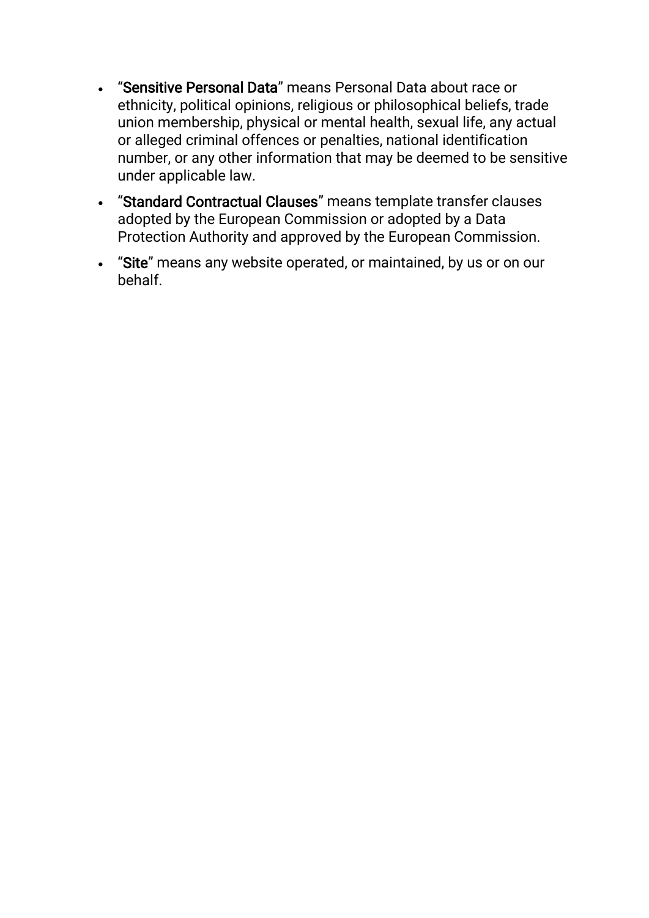- "**Sensitive Personal Data**" means Personal Data about race or ethnicity, political opinions, religious or philosophical beliefs, trade union membership, physical or mental health, sexual life, any actual or alleged criminal offences or penalties, national identification number, or any other information that may be deemed to be sensitive under applicable law.
- "**Standard Contractual Clauses**" means template transfer clauses adopted by the European Commission or adopted by a Data Protection Authority and approved by the European Commission.
- "**Site**" means any website operated, or maintained, by us or on our behalf.